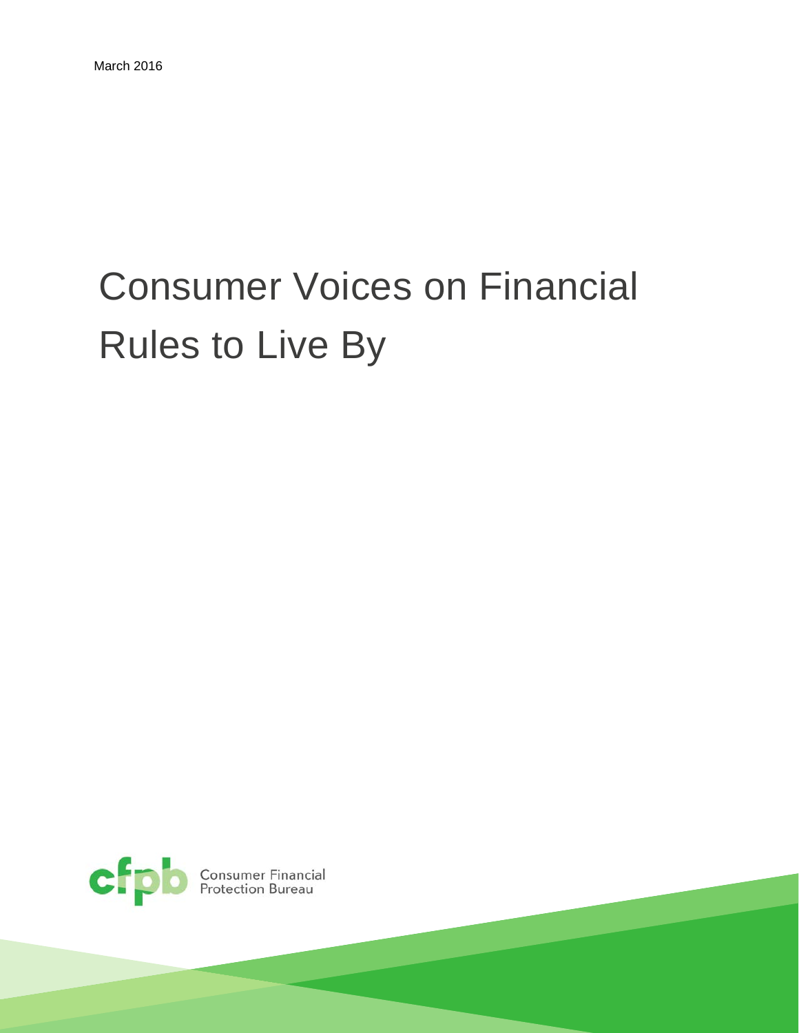March 2016

# Consumer Voices on Financial Rules to Live By

Consumer Financial Protection Bureau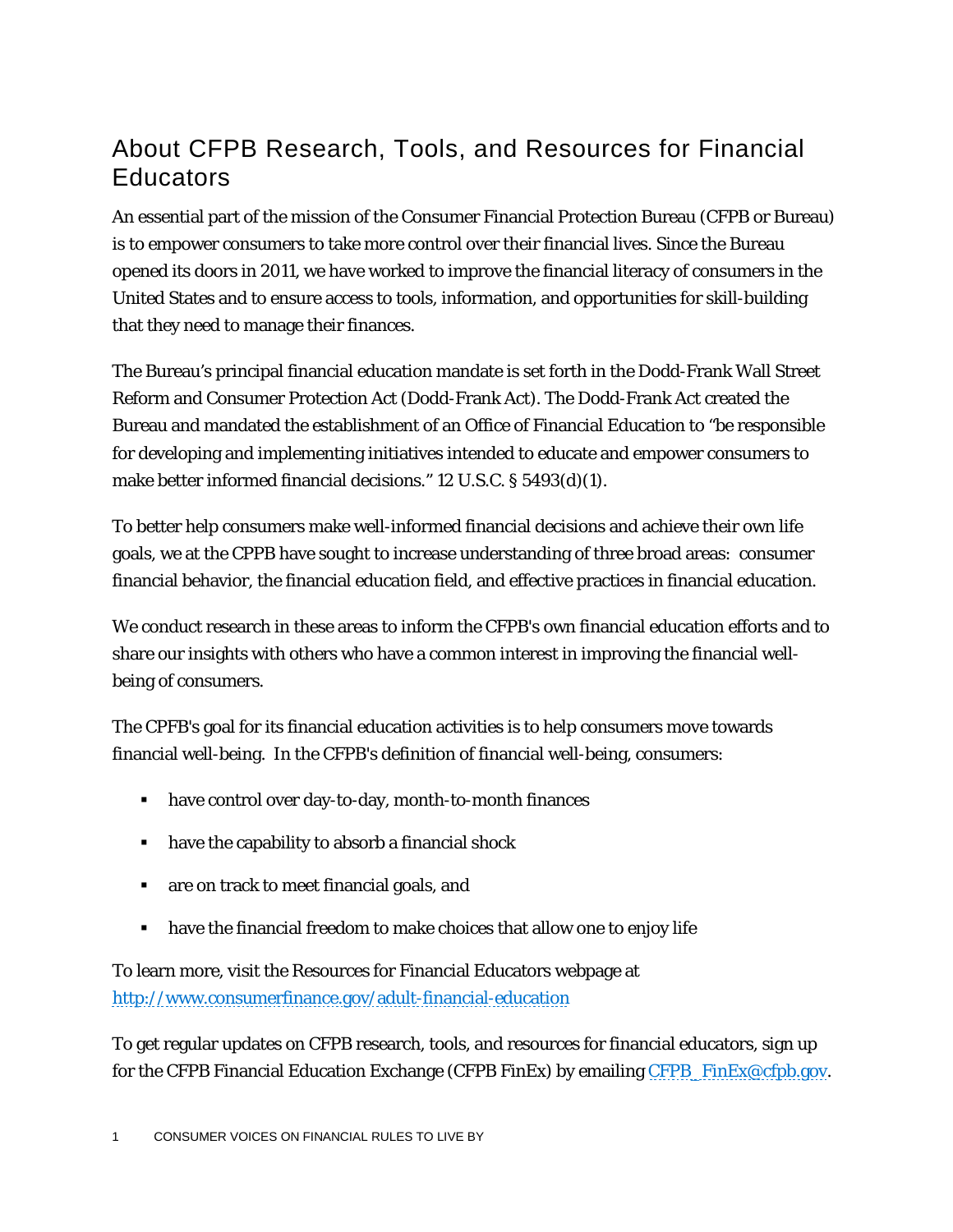# About CFPB Research, Tools, and Resources for Financial Educators

An essential part of the mission of the Consumer Financial Protection Bureau (CFPB or Bureau) is to empower consumers to take more control over their financial lives. Since the Bureau opened its doors in 2011, we have worked to improve the financial literacy of consumers in the United States and to ensure access to tools, information, and opportunities for skill-building that they need to manage their finances.

The Bureau's principal financial education mandate is set forth in the Dodd-Frank Wall Street Reform and Consumer Protection Act (Dodd-Frank Act). The Dodd-Frank Act created the Bureau and mandated the establishment of an Office of Financial Education to "be responsible for developing and implementing initiatives intended to educate and empower consumers to make better informed financial decisions." 12 U.S.C. § 5493(d)(1).

To better help consumers make well-informed financial decisions and achieve their own life goals, we at the CPPB have sought to increase understanding of three broad areas: consumer financial behavior, the financial education field, and effective practices in financial education.

We conduct research in these areas to inform the CFPB's own financial education efforts and to share our insights with others who have a common interest in improving the financial well-being of consumers.

The CPFB's goal for its financial education activities is to help consumers move towards financial well-being. In the CFPB's definition of financial well-being, consumers:

- have control over day-to-day, month-to-month finances
- have the capability to absorb a financial shock
- are on track to meet financial goals, and
- have the financial freedom to make choices that allow one to enjoy life

To learn more, visit the Resources for Financial Educators webpage at http://www.consumerfinance.gov/adult-financial-education

To get regular updates on CFPB research, tools, and resources for financial educators, sign up for the CFPB Financial Education Exchange (CFPB FinEx) by emailing CFPB_FinEx@cfpb.gov.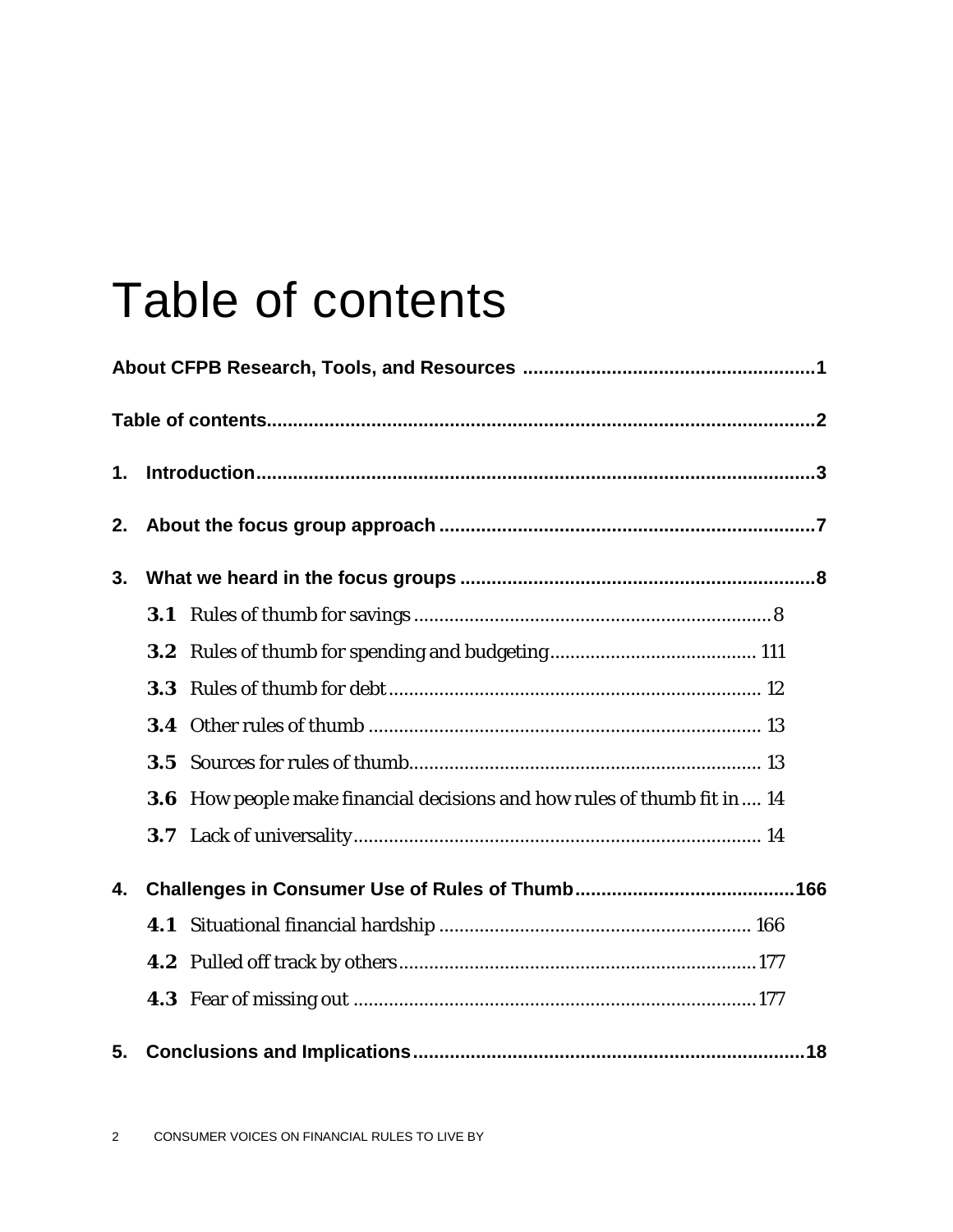# Table of contents

**About CFPB Research, Tools, and Resources .......................................................1**

**Table of contents.........................................................................................................2**

**1. Introduction..........................................................................................................3**

**2. About the focus group approach ........................................................................7**

**3. What we heard in the focus groups ....................................................................8**

- **3.1** Rules of thumb for savings .......................................................................8
- **3.2** Rules of thumb for spending and budgeting......................................... 111
- **3.3** Rules of thumb for debt ......................................................................... 12
- **3.4** Other rules of thumb ............................................................................. 13
- **3.5** Sources for rules of thumb...................................................................... 13
- **3.6** How people make financial decisions and how rules of thumb fit in .... 14
- **3.7** Lack of universality................................................................................. 14

**4. Challenges in Consumer Use of Rules of Thumb..........................................166**

- **4.1** Situational financial hardship ............................................................. 166
- **4.2** Pulled off track by others.......................................................................177
- **4.3** Fear of missing out ...............................................................................177

**5. Conclusions and Implications...........................................................................18**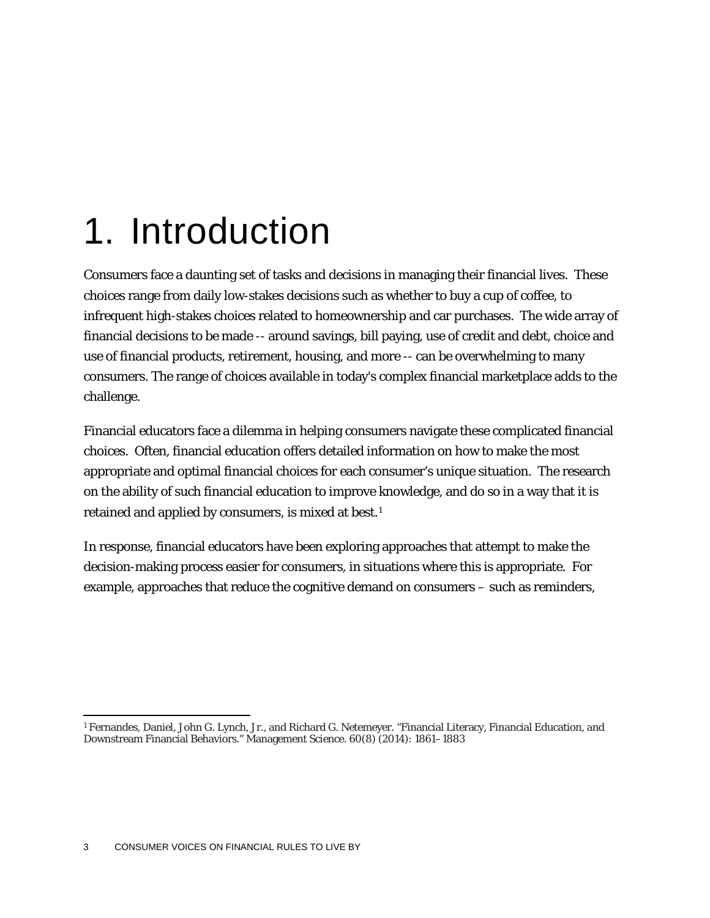# 1. Introduction

Consumers face a daunting set of tasks and decisions in managing their financial lives. These choices range from daily low-stakes decisions such as whether to buy a cup of coffee, to infrequent high-stakes choices related to homeownership and car purchases. The wide array of financial decisions to be made -- around savings, bill paying, use of credit and debt, choice and use of financial products, retirement, housing, and more -- can be overwhelming to many consumers. The range of choices available in today's complex financial marketplace adds to the challenge.

Financial educators face a dilemma in helping consumers navigate these complicated financial choices. Often, financial education offers detailed information on how to make the most appropriate and optimal financial choices for each consumer's unique situation. The research on the ability of such financial education to improve knowledge, and do so in a way that it is retained and applied by consumers, is mixed at best.[1]

In response, financial educators have been exploring approaches that attempt to make the decision-making process easier for consumers, in situations where this is appropriate. For example, approaches that reduce the cognitive demand on consumers – such as reminders,

---

[1] Fernandes, Daniel, John G. Lynch, Jr., and Richard G. Netemeyer. "Financial Literacy, Financial Education, and Downstream Financial Behaviors." Management Science. 60(8) (2014): 1861–1883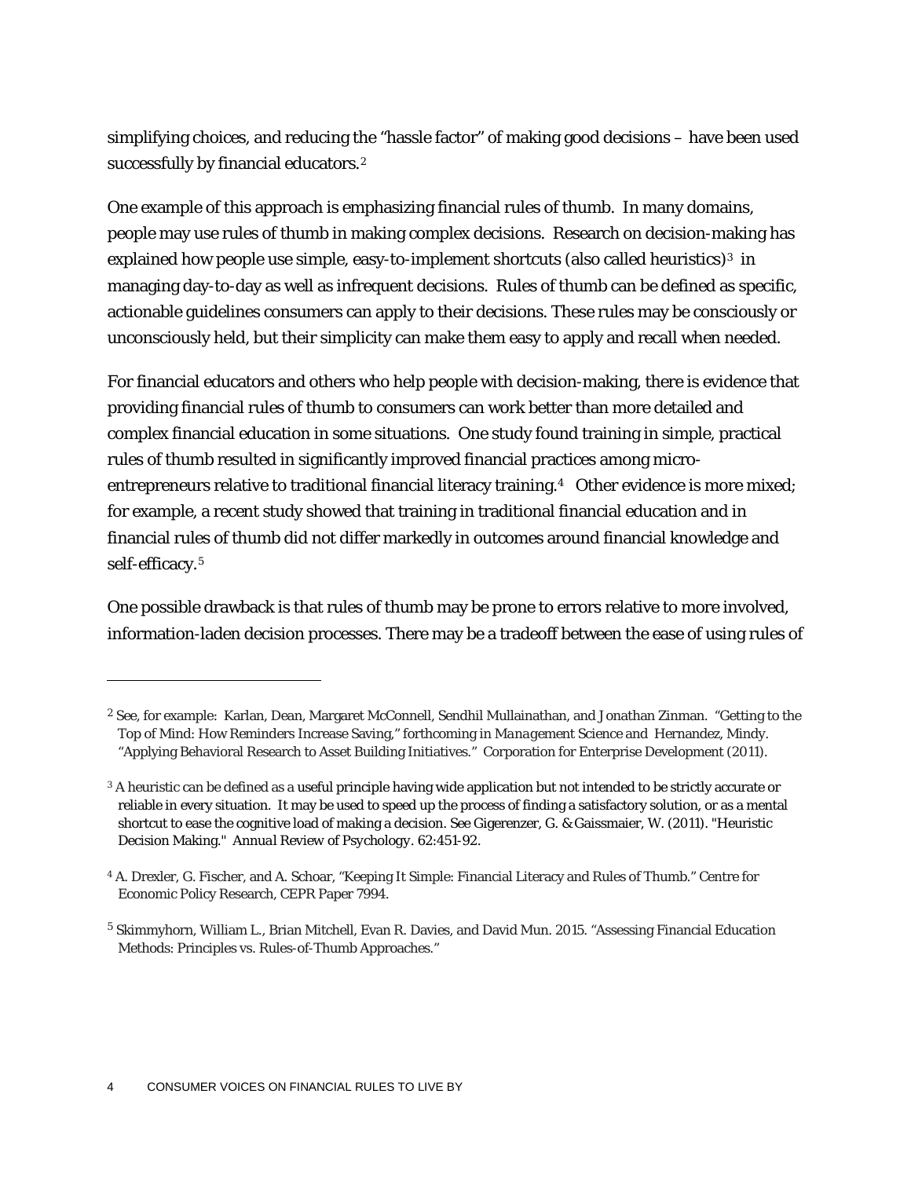simplifying choices, and reducing the "hassle factor" of making good decisions – have been used successfully by financial educators.[2]

One example of this approach is emphasizing financial rules of thumb. In many domains, people may use rules of thumb in making complex decisions. Research on decision-making has explained how people use simple, easy-to-implement shortcuts (also called heuristics)[3] in managing day-to-day as well as infrequent decisions. Rules of thumb can be defined as specific, actionable guidelines consumers can apply to their decisions. These rules may be consciously or unconsciously held, but their simplicity can make them easy to apply and recall when needed.

For financial educators and others who help people with decision-making, there is evidence that providing financial rules of thumb to consumers can work better than more detailed and complex financial education in some situations. One study found training in simple, practical rules of thumb resulted in significantly improved financial practices among micro-entrepreneurs relative to traditional financial literacy training.[4] Other evidence is more mixed; for example, a recent study showed that training in traditional financial education and in financial rules of thumb did not differ markedly in outcomes around financial knowledge and self-efficacy.[5]

One possible drawback is that rules of thumb may be prone to errors relative to more involved, information-laden decision processes. There may be a tradeoff between the ease of using rules of

---

[2] See, for example: Karlan, Dean, Margaret McConnell, Sendhil Mullainathan, and Jonathan Zinman. "Getting to the Top of Mind: How Reminders Increase Saving," forthcoming in *Management Science* and Hernandez, Mindy. "Applying Behavioral Research to Asset Building Initiatives." Corporation for Enterprise Development (2011).

[3] A heuristic can be defined as a useful principle having wide application but not intended to be strictly accurate or reliable in every situation. It may be used to speed up the process of finding a satisfactory solution, or as a mental shortcut to ease the cognitive load of making a decision. See Gigerenzer, G. & Gaissmaier, W. (2011). "Heuristic Decision Making." *Annual Review of Psychology*. 62:451-92.

[4] A. Drexler, G. Fischer, and A. Schoar, "Keeping It Simple: Financial Literacy and Rules of Thumb." Centre for Economic Policy Research, CEPR Paper 7994.

[5] Skimmyhorn, William L., Brian Mitchell, Evan R. Davies, and David Mun. 2015. "Assessing Financial Education Methods: Principles vs. Rules-of-Thumb Approaches."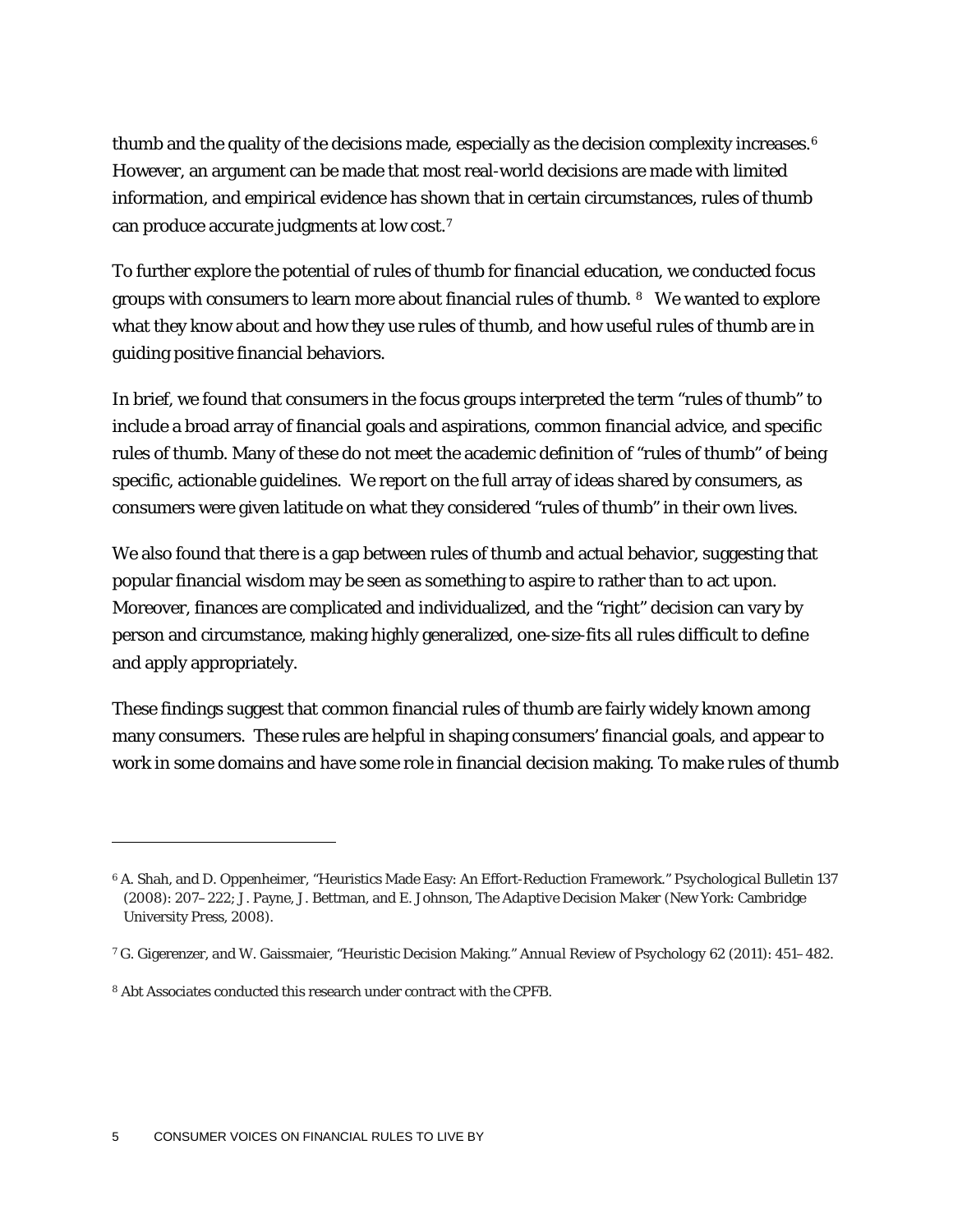thumb and the quality of the decisions made, especially as the decision complexity increases.[6] However, an argument can be made that most real-world decisions are made with limited information, and empirical evidence has shown that in certain circumstances, rules of thumb can produce accurate judgments at low cost.[7]

To further explore the potential of rules of thumb for financial education, we conducted focus groups with consumers to learn more about financial rules of thumb. [8] We wanted to explore what they know about and how they use rules of thumb, and how useful rules of thumb are in guiding positive financial behaviors.

In brief, we found that consumers in the focus groups interpreted the term "rules of thumb" to include a broad array of financial goals and aspirations, common financial advice, and specific rules of thumb. Many of these do not meet the academic definition of "rules of thumb" of being specific, actionable guidelines. We report on the full array of ideas shared by consumers, as consumers were given latitude on what they considered "rules of thumb" in their own lives.

We also found that there is a gap between rules of thumb and actual behavior, suggesting that popular financial wisdom may be seen as something to aspire to rather than to act upon. Moreover, finances are complicated and individualized, and the "right" decision can vary by person and circumstance, making highly generalized, one-size-fits all rules difficult to define and apply appropriately.

These findings suggest that common financial rules of thumb are fairly widely known among many consumers. These rules are helpful in shaping consumers' financial goals, and appear to work in some domains and have some role in financial decision making. To make rules of thumb

---

[6] A. Shah, and D. Oppenheimer, "Heuristics Made Easy: An Effort-Reduction Framework." *Psychological Bulletin* 137 (2008): 207–222; J. Payne, J. Bettman, and E. Johnson, *The Adaptive Decision Maker* (New York: Cambridge University Press, 2008).

[7] G. Gigerenzer, and W. Gaissmaier, "Heuristic Decision Making." *Annual Review of Psychology* 62 (2011): 451–482.

[8] Abt Associates conducted this research under contract with the CPFB.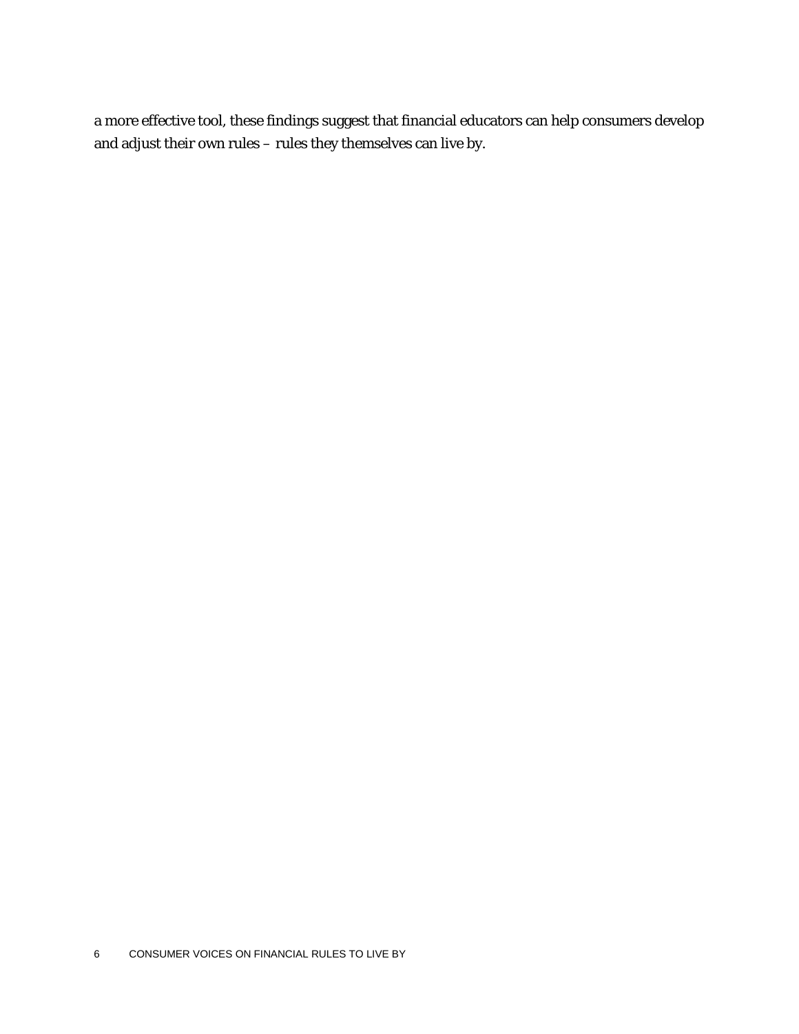a more effective tool, these findings suggest that financial educators can help consumers develop and adjust their own rules – rules they themselves can live by.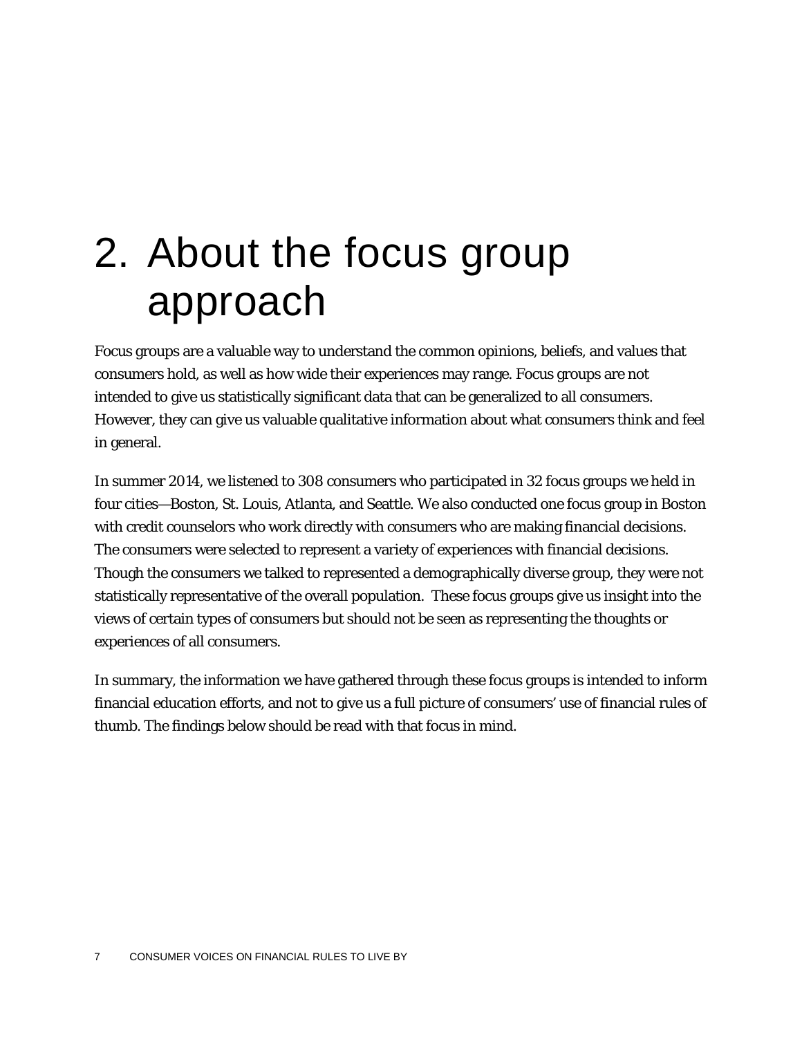# 2. About the focus group approach

Focus groups are a valuable way to understand the common opinions, beliefs, and values that consumers hold, as well as how wide their experiences may range. Focus groups are not intended to give us statistically significant data that can be generalized to all consumers. However, they can give us valuable qualitative information about what consumers think and feel in general.

In summer 2014, we listened to 308 consumers who participated in 32 focus groups we held in four cities—Boston, St. Louis, Atlanta, and Seattle. We also conducted one focus group in Boston with credit counselors who work directly with consumers who are making financial decisions. The consumers were selected to represent a variety of experiences with financial decisions. Though the consumers we talked to represented a demographically diverse group, they were not statistically representative of the overall population. These focus groups give us insight into the views of certain types of consumers but should not be seen as representing the thoughts or experiences of all consumers.

In summary, the information we have gathered through these focus groups is intended to inform financial education efforts, and not to give us a full picture of consumers' use of financial rules of thumb. The findings below should be read with that focus in mind.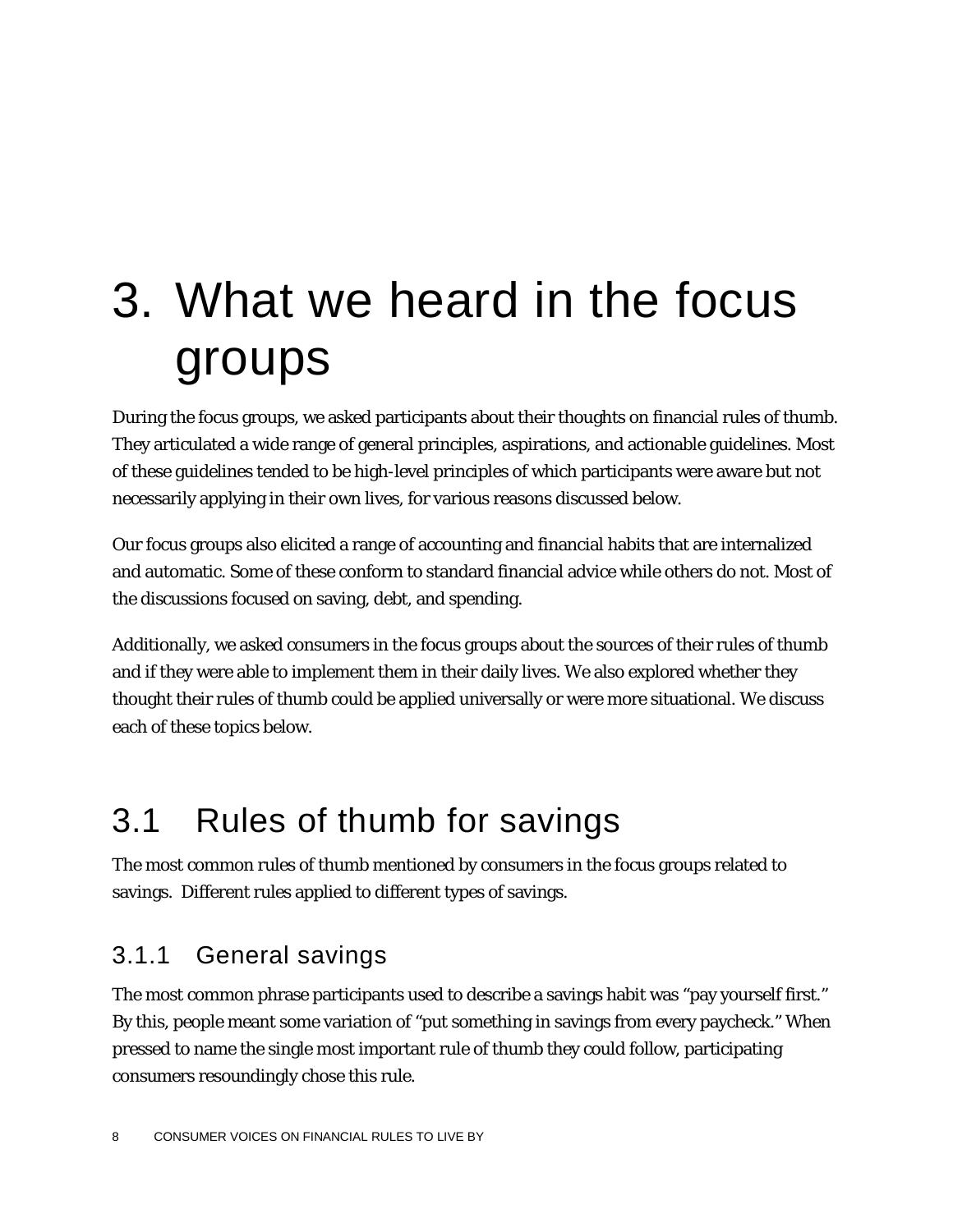# 3. What we heard in the focus groups

During the focus groups, we asked participants about their thoughts on financial rules of thumb. They articulated a wide range of general principles, aspirations, and actionable guidelines. Most of these guidelines tended to be high-level principles of which participants were aware but not necessarily applying in their own lives, for various reasons discussed below.

Our focus groups also elicited a range of accounting and financial habits that are internalized and automatic. Some of these conform to standard financial advice while others do not. Most of the discussions focused on saving, debt, and spending.

Additionally, we asked consumers in the focus groups about the sources of their rules of thumb and if they were able to implement them in their daily lives. We also explored whether they thought their rules of thumb could be applied universally or were more situational. We discuss each of these topics below.

## 3.1 Rules of thumb for savings

The most common rules of thumb mentioned by consumers in the focus groups related to savings. Different rules applied to different types of savings.

### 3.1.1 General savings

The most common phrase participants used to describe a savings habit was "pay yourself first." By this, people meant some variation of "put something in savings from every paycheck." When pressed to name the single most important rule of thumb they could follow, participating consumers resoundingly chose this rule.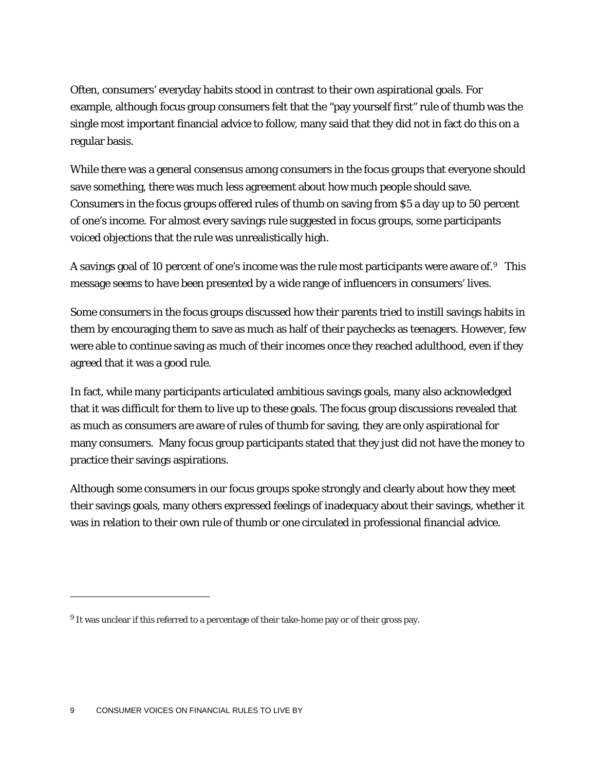Often, consumers' everyday habits stood in contrast to their own aspirational goals. For example, although focus group consumers felt that the "pay yourself first" rule of thumb was the single most important financial advice to follow, many said that they did not in fact do this on a regular basis.

While there was a general consensus among consumers in the focus groups that everyone should save something, there was much less agreement about how much people should save. Consumers in the focus groups offered rules of thumb on saving from $5 a day up to 50 percent of one's income. For almost every savings rule suggested in focus groups, some participants voiced objections that the rule was unrealistically high.

A savings goal of 10 percent of one's income was the rule most participants were aware of.[9] This message seems to have been presented by a wide range of influencers in consumers' lives.

Some consumers in the focus groups discussed how their parents tried to instill savings habits in them by encouraging them to save as much as half of their paychecks as teenagers. However, few were able to continue saving as much of their incomes once they reached adulthood, even if they agreed that it was a good rule.

In fact, while many participants articulated ambitious savings goals, many also acknowledged that it was difficult for them to live up to these goals. The focus group discussions revealed that as much as consumers are aware of rules of thumb for saving, they are only aspirational for many consumers. Many focus group participants stated that they just did not have the money to practice their savings aspirations.

Although some consumers in our focus groups spoke strongly and clearly about how they meet their savings goals, many others expressed feelings of inadequacy about their savings, whether it was in relation to their own rule of thumb or one circulated in professional financial advice.

---

[9] It was unclear if this referred to a percentage of their take-home pay or of their gross pay.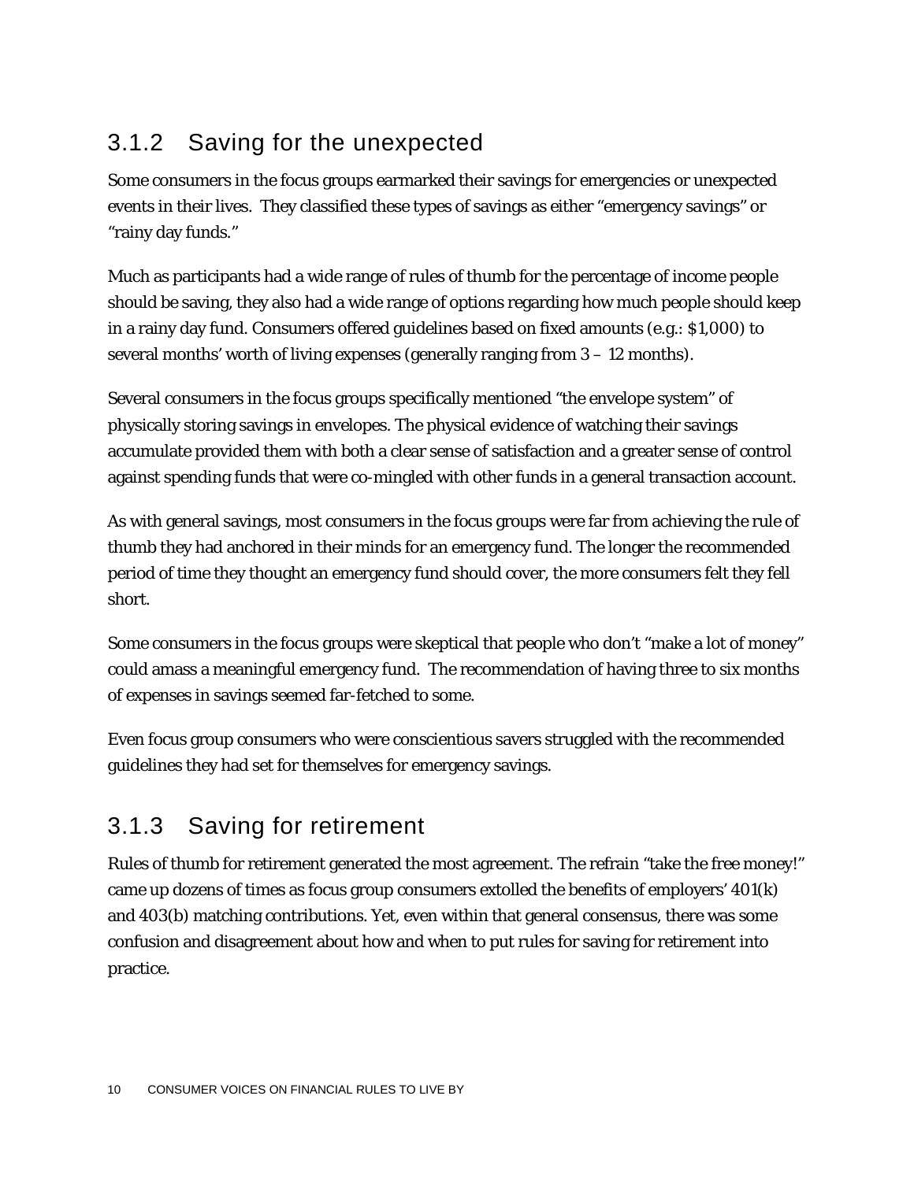### 3.1.2 Saving for the unexpected

Some consumers in the focus groups earmarked their savings for emergencies or unexpected events in their lives. They classified these types of savings as either "emergency savings" or "rainy day funds."

Much as participants had a wide range of rules of thumb for the percentage of income people should be saving, they also had a wide range of options regarding how much people should keep in a rainy day fund. Consumers offered guidelines based on fixed amounts (e.g.: $1,000) to several months' worth of living expenses (generally ranging from 3 – 12 months).

Several consumers in the focus groups specifically mentioned "the envelope system" of physically storing savings in envelopes. The physical evidence of watching their savings accumulate provided them with both a clear sense of satisfaction and a greater sense of control against spending funds that were co-mingled with other funds in a general transaction account.

As with general savings, most consumers in the focus groups were far from achieving the rule of thumb they had anchored in their minds for an emergency fund. The longer the recommended period of time they thought an emergency fund should cover, the more consumers felt they fell short.

Some consumers in the focus groups were skeptical that people who don't "make a lot of money" could amass a meaningful emergency fund. The recommendation of having three to six months of expenses in savings seemed far-fetched to some.

Even focus group consumers who were conscientious savers struggled with the recommended guidelines they had set for themselves for emergency savings.

### 3.1.3 Saving for retirement

Rules of thumb for retirement generated the most agreement. The refrain "take the free money!" came up dozens of times as focus group consumers extolled the benefits of employers' 401(k) and 403(b) matching contributions. Yet, even within that general consensus, there was some confusion and disagreement about how and when to put rules for saving for retirement into practice.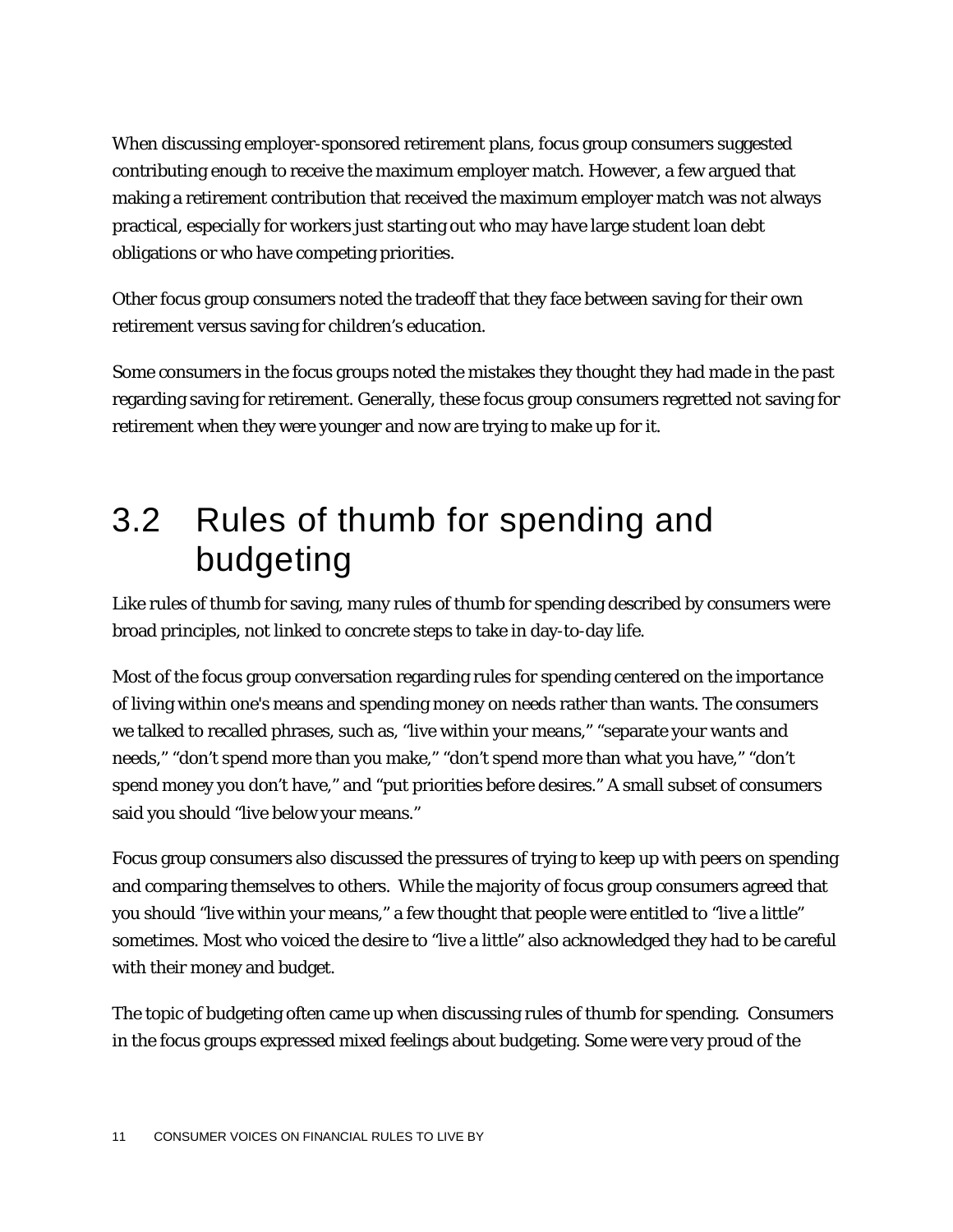When discussing employer-sponsored retirement plans, focus group consumers suggested contributing enough to receive the maximum employer match. However, a few argued that making a retirement contribution that received the maximum employer match was not always practical, especially for workers just starting out who may have large student loan debt obligations or who have competing priorities.

Other focus group consumers noted the tradeoff that they face between saving for their own retirement versus saving for children's education.

Some consumers in the focus groups noted the mistakes they thought they had made in the past regarding saving for retirement. Generally, these focus group consumers regretted not saving for retirement when they were younger and now are trying to make up for it.

## 3.2 Rules of thumb for spending and budgeting

Like rules of thumb for saving, many rules of thumb for spending described by consumers were broad principles, not linked to concrete steps to take in day-to-day life.

Most of the focus group conversation regarding rules for spending centered on the importance of living within one's means and spending money on needs rather than wants. The consumers we talked to recalled phrases, such as, "live within your means," "separate your wants and needs," "don't spend more than you make," "don't spend more than what you have," "don't spend money you don't have," and "put priorities before desires." A small subset of consumers said you should "live below your means."

Focus group consumers also discussed the pressures of trying to keep up with peers on spending and comparing themselves to others. While the majority of focus group consumers agreed that you should "live within your means," a few thought that people were entitled to "live a little" sometimes. Most who voiced the desire to "live a little" also acknowledged they had to be careful with their money and budget.

The topic of budgeting often came up when discussing rules of thumb for spending. Consumers in the focus groups expressed mixed feelings about budgeting. Some were very proud of the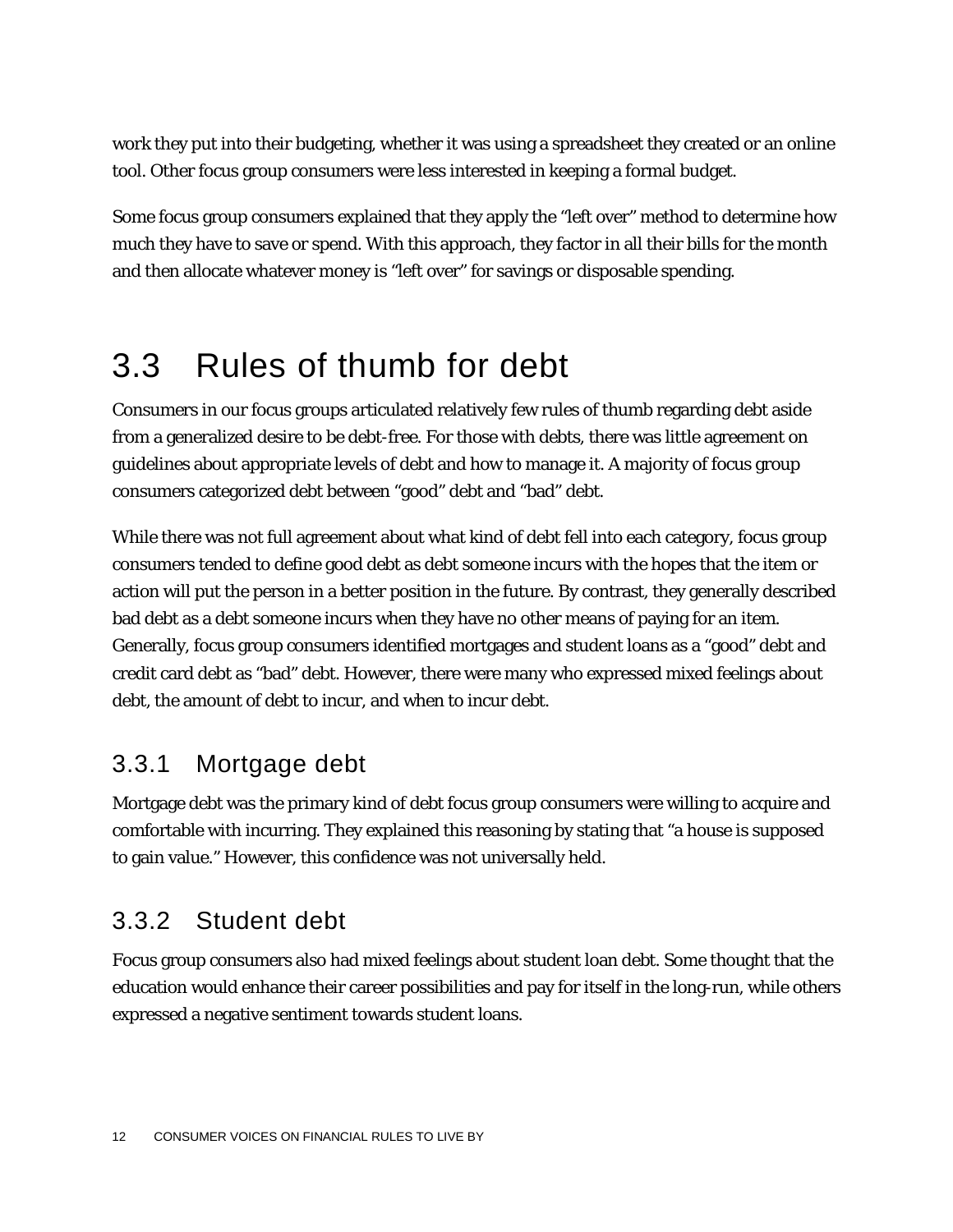work they put into their budgeting, whether it was using a spreadsheet they created or an online tool. Other focus group consumers were less interested in keeping a formal budget.

Some focus group consumers explained that they apply the "left over" method to determine how much they have to save or spend. With this approach, they factor in all their bills for the month and then allocate whatever money is "left over" for savings or disposable spending.

## 3.3 Rules of thumb for debt

Consumers in our focus groups articulated relatively few rules of thumb regarding debt aside from a generalized desire to be debt-free. For those with debts, there was little agreement on guidelines about appropriate levels of debt and how to manage it. A majority of focus group consumers categorized debt between "good" debt and "bad" debt.

While there was not full agreement about what kind of debt fell into each category, focus group consumers tended to define good debt as debt someone incurs with the hopes that the item or action will put the person in a better position in the future. By contrast, they generally described bad debt as a debt someone incurs when they have no other means of paying for an item. Generally, focus group consumers identified mortgages and student loans as a "good" debt and credit card debt as "bad" debt. However, there were many who expressed mixed feelings about debt, the amount of debt to incur, and when to incur debt.

### 3.3.1 Mortgage debt

Mortgage debt was the primary kind of debt focus group consumers were willing to acquire and comfortable with incurring. They explained this reasoning by stating that "a house is supposed to gain value." However, this confidence was not universally held.

### 3.3.2 Student debt

Focus group consumers also had mixed feelings about student loan debt. Some thought that the education would enhance their career possibilities and pay for itself in the long-run, while others expressed a negative sentiment towards student loans.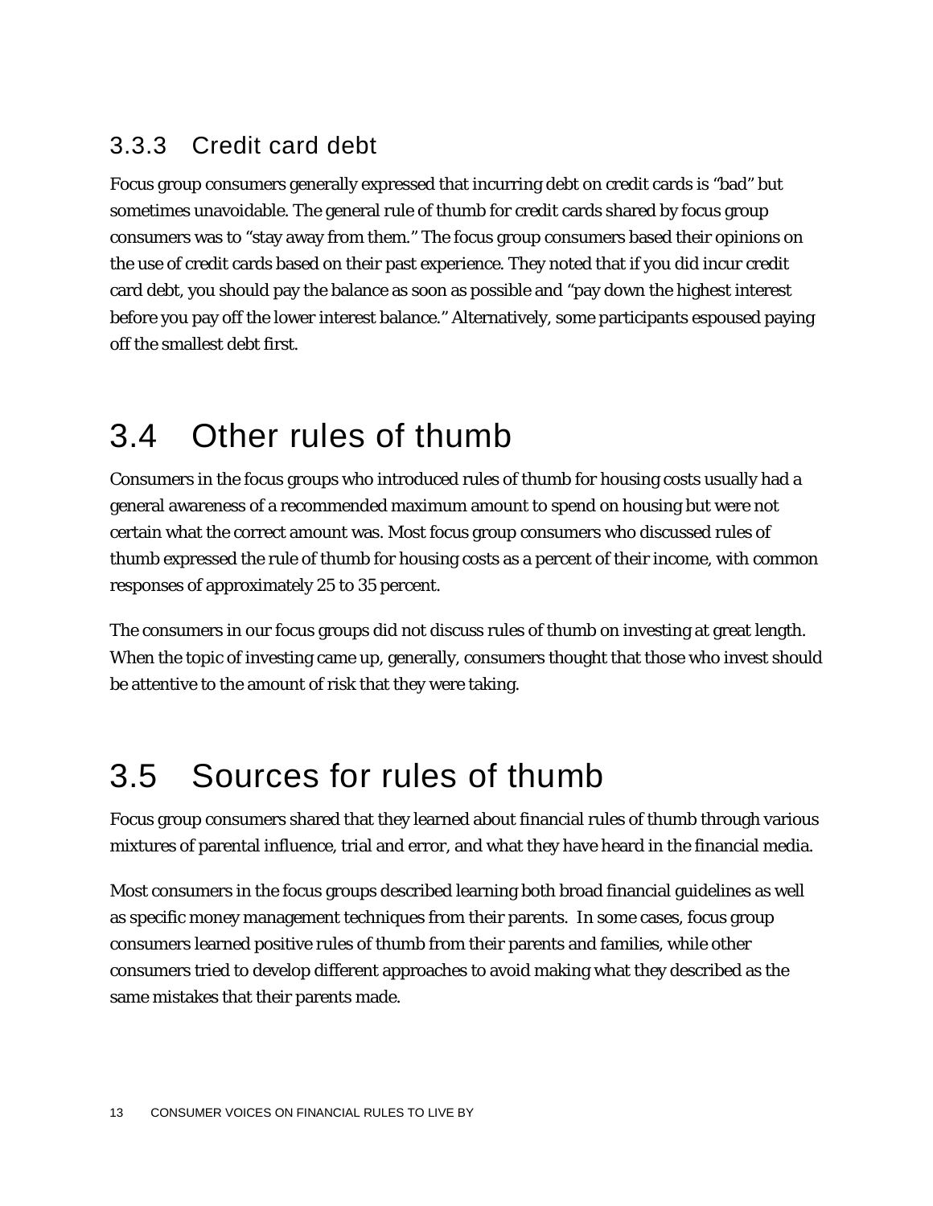### 3.3.3 Credit card debt

Focus group consumers generally expressed that incurring debt on credit cards is "bad" but sometimes unavoidable. The general rule of thumb for credit cards shared by focus group consumers was to "stay away from them." The focus group consumers based their opinions on the use of credit cards based on their past experience. They noted that if you did incur credit card debt, you should pay the balance as soon as possible and "pay down the highest interest before you pay off the lower interest balance." Alternatively, some participants espoused paying off the smallest debt first.

## 3.4 Other rules of thumb

Consumers in the focus groups who introduced rules of thumb for housing costs usually had a general awareness of a recommended maximum amount to spend on housing but were not certain what the correct amount was. Most focus group consumers who discussed rules of thumb expressed the rule of thumb for housing costs as a percent of their income, with common responses of approximately 25 to 35 percent.

The consumers in our focus groups did not discuss rules of thumb on investing at great length. When the topic of investing came up, generally, consumers thought that those who invest should be attentive to the amount of risk that they were taking.

## 3.5 Sources for rules of thumb

Focus group consumers shared that they learned about financial rules of thumb through various mixtures of parental influence, trial and error, and what they have heard in the financial media.

Most consumers in the focus groups described learning both broad financial guidelines as well as specific money management techniques from their parents. In some cases, focus group consumers learned positive rules of thumb from their parents and families, while other consumers tried to develop different approaches to avoid making what they described as the same mistakes that their parents made.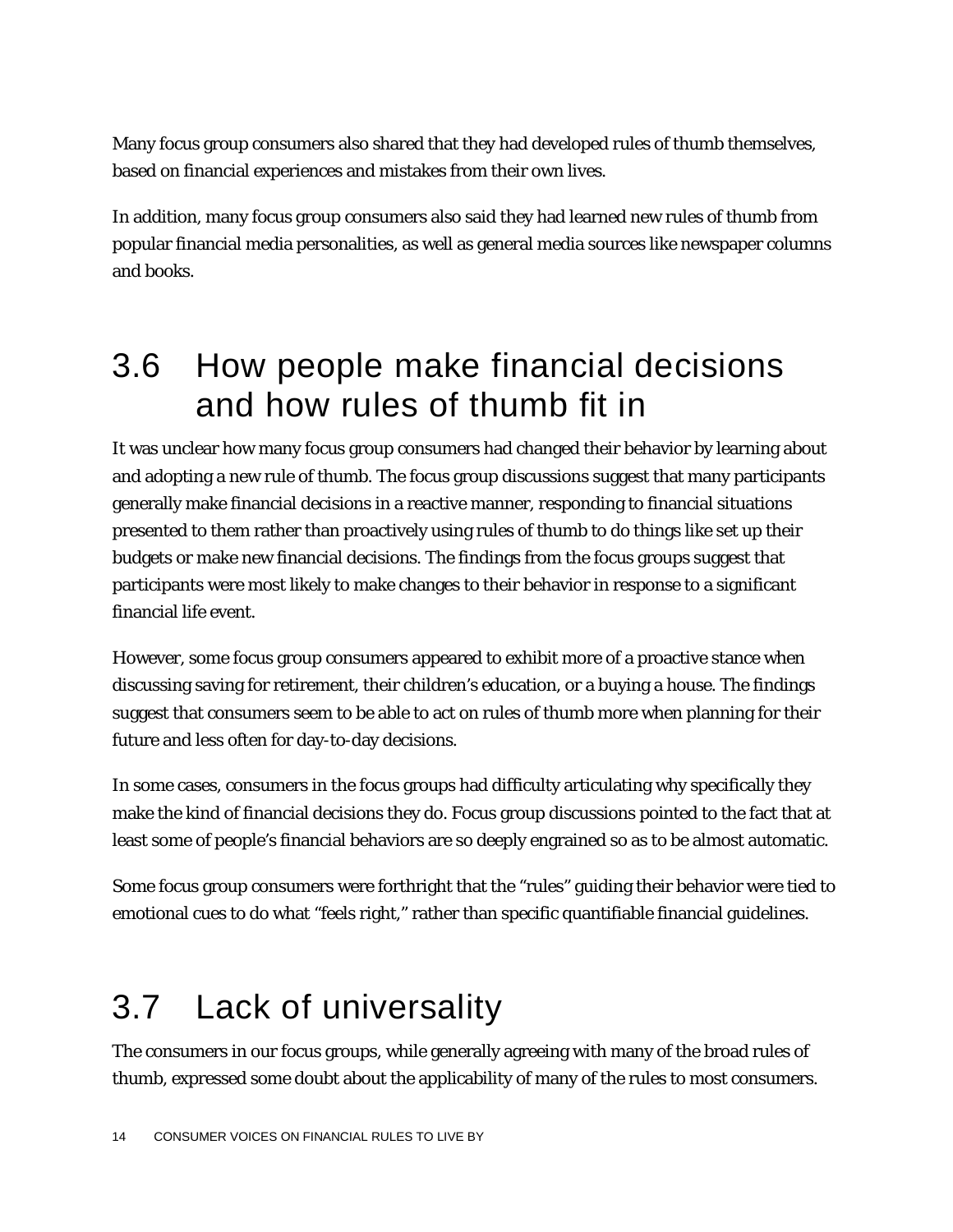Many focus group consumers also shared that they had developed rules of thumb themselves, based on financial experiences and mistakes from their own lives.

In addition, many focus group consumers also said they had learned new rules of thumb from popular financial media personalities, as well as general media sources like newspaper columns and books.

## 3.6 How people make financial decisions and how rules of thumb fit in

It was unclear how many focus group consumers had changed their behavior by learning about and adopting a new rule of thumb. The focus group discussions suggest that many participants generally make financial decisions in a reactive manner, responding to financial situations presented to them rather than proactively using rules of thumb to do things like set up their budgets or make new financial decisions. The findings from the focus groups suggest that participants were most likely to make changes to their behavior in response to a significant financial life event.

However, some focus group consumers appeared to exhibit more of a proactive stance when discussing saving for retirement, their children's education, or a buying a house. The findings suggest that consumers seem to be able to act on rules of thumb more when planning for their future and less often for day-to-day decisions.

In some cases, consumers in the focus groups had difficulty articulating why specifically they make the kind of financial decisions they do. Focus group discussions pointed to the fact that at least some of people's financial behaviors are so deeply engrained so as to be almost automatic.

Some focus group consumers were forthright that the "rules" guiding their behavior were tied to emotional cues to do what "feels right," rather than specific quantifiable financial guidelines.

## 3.7 Lack of universality

The consumers in our focus groups, while generally agreeing with many of the broad rules of thumb, expressed some doubt about the applicability of many of the rules to most consumers.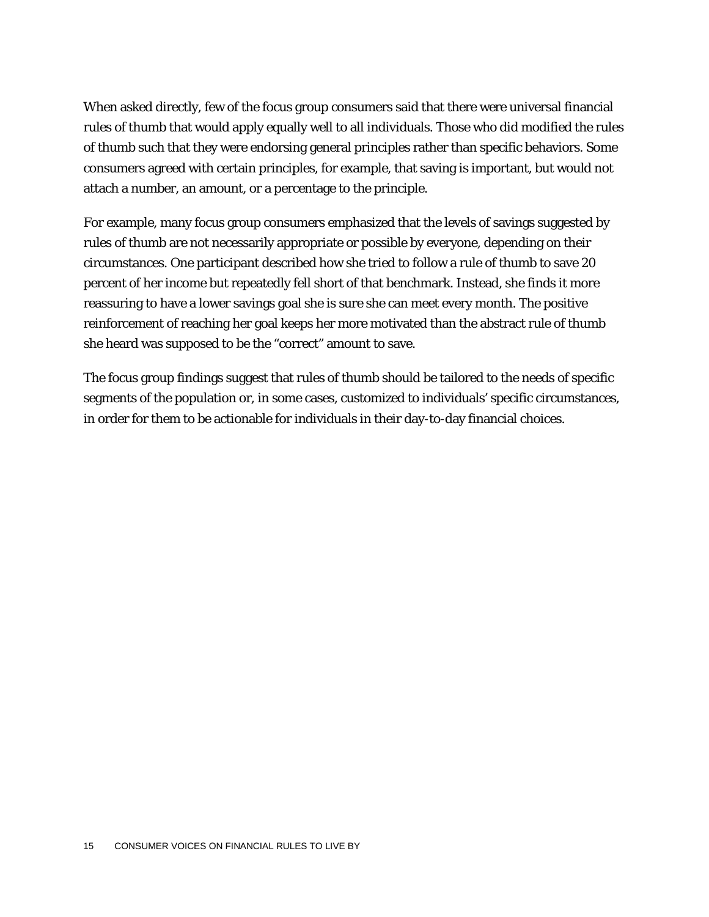When asked directly, few of the focus group consumers said that there were universal financial rules of thumb that would apply equally well to all individuals. Those who did modified the rules of thumb such that they were endorsing general principles rather than specific behaviors. Some consumers agreed with certain principles, for example, that saving is important, but would not attach a number, an amount, or a percentage to the principle.

For example, many focus group consumers emphasized that the levels of savings suggested by rules of thumb are not necessarily appropriate or possible by everyone, depending on their circumstances. One participant described how she tried to follow a rule of thumb to save 20 percent of her income but repeatedly fell short of that benchmark. Instead, she finds it more reassuring to have a lower savings goal she is sure she can meet every month. The positive reinforcement of reaching her goal keeps her more motivated than the abstract rule of thumb she heard was supposed to be the "correct" amount to save.

The focus group findings suggest that rules of thumb should be tailored to the needs of specific segments of the population or, in some cases, customized to individuals' specific circumstances, in order for them to be actionable for individuals in their day-to-day financial choices.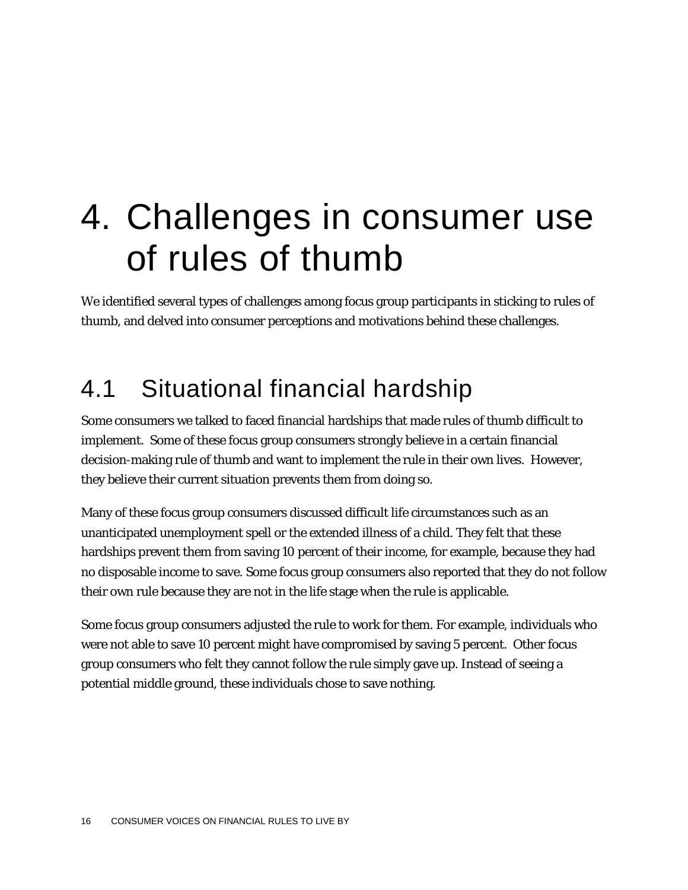# 4. Challenges in consumer use of rules of thumb

We identified several types of challenges among focus group participants in sticking to rules of thumb, and delved into consumer perceptions and motivations behind these challenges.

## 4.1 Situational financial hardship

Some consumers we talked to faced financial hardships that made rules of thumb difficult to implement. Some of these focus group consumers strongly believe in a certain financial decision-making rule of thumb and want to implement the rule in their own lives. However, they believe their current situation prevents them from doing so.

Many of these focus group consumers discussed difficult life circumstances such as an unanticipated unemployment spell or the extended illness of a child. They felt that these hardships prevent them from saving 10 percent of their income, for example, because they had no disposable income to save. Some focus group consumers also reported that they do not follow their own rule because they are not in the life stage when the rule is applicable.

Some focus group consumers adjusted the rule to work for them. For example, individuals who were not able to save 10 percent might have compromised by saving 5 percent. Other focus group consumers who felt they cannot follow the rule simply gave up. Instead of seeing a potential middle ground, these individuals chose to save nothing.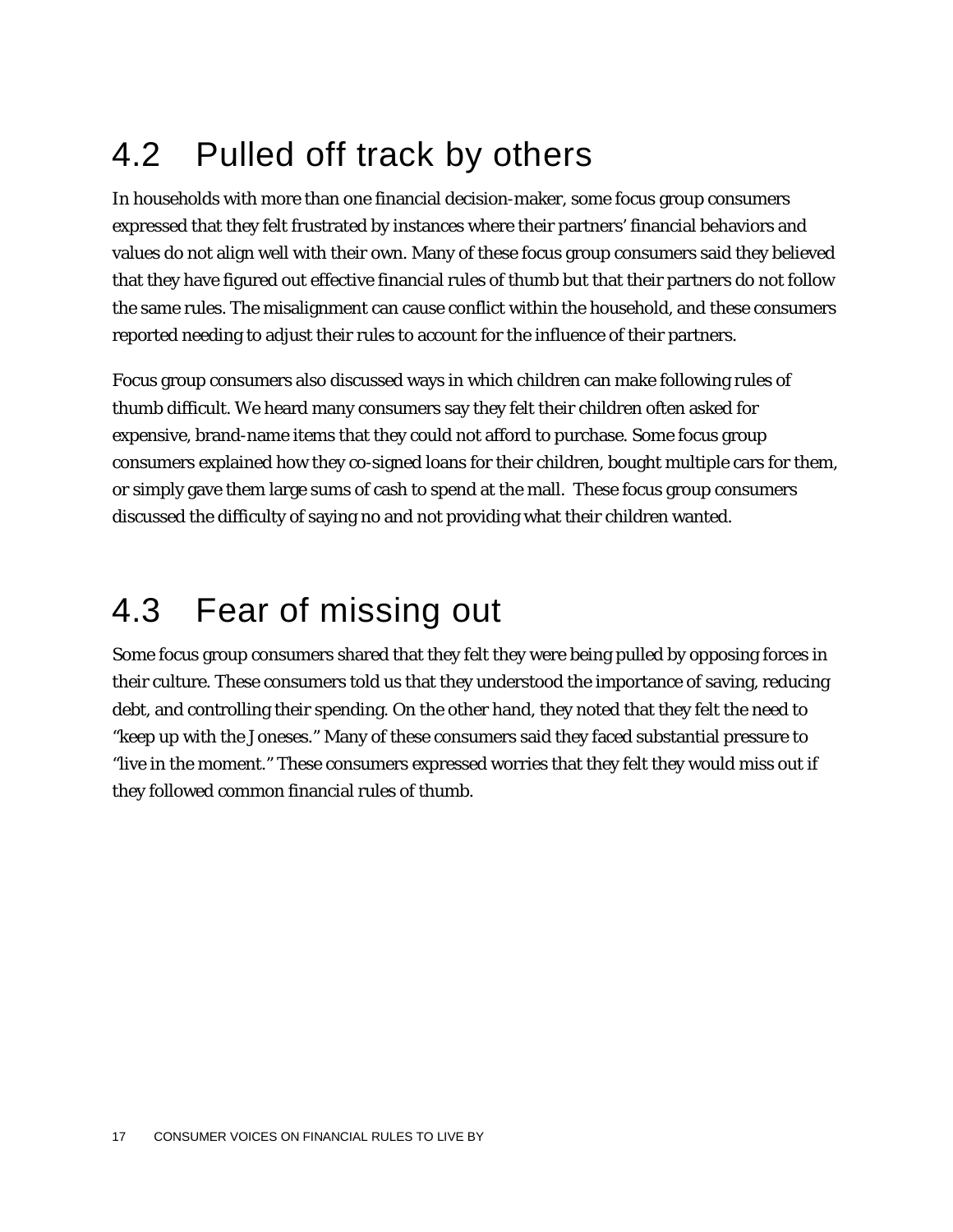## 4.2 Pulled off track by others

In households with more than one financial decision-maker, some focus group consumers expressed that they felt frustrated by instances where their partners' financial behaviors and values do not align well with their own. Many of these focus group consumers said they believed that they have figured out effective financial rules of thumb but that their partners do not follow the same rules. The misalignment can cause conflict within the household, and these consumers reported needing to adjust their rules to account for the influence of their partners.

Focus group consumers also discussed ways in which children can make following rules of thumb difficult. We heard many consumers say they felt their children often asked for expensive, brand-name items that they could not afford to purchase. Some focus group consumers explained how they co-signed loans for their children, bought multiple cars for them, or simply gave them large sums of cash to spend at the mall. These focus group consumers discussed the difficulty of saying no and not providing what their children wanted.

## 4.3 Fear of missing out

Some focus group consumers shared that they felt they were being pulled by opposing forces in their culture. These consumers told us that they understood the importance of saving, reducing debt, and controlling their spending. On the other hand, they noted that they felt the need to "keep up with the Joneses." Many of these consumers said they faced substantial pressure to "live in the moment." These consumers expressed worries that they felt they would miss out if they followed common financial rules of thumb.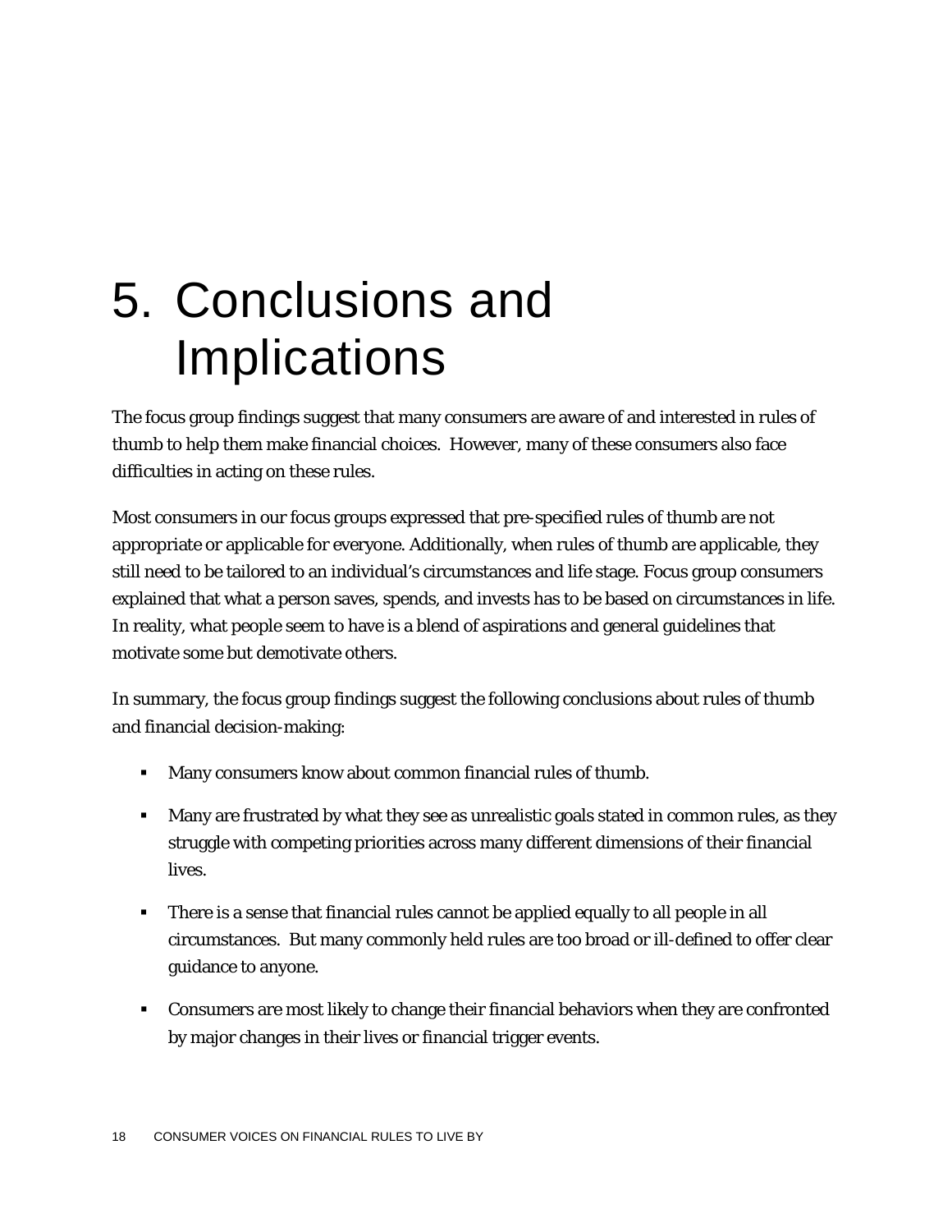# 5. Conclusions and Implications

The focus group findings suggest that many consumers are aware of and interested in rules of thumb to help them make financial choices. However, many of these consumers also face difficulties in acting on these rules.

Most consumers in our focus groups expressed that pre-specified rules of thumb are not appropriate or applicable for everyone. Additionally, when rules of thumb are applicable, they still need to be tailored to an individual's circumstances and life stage. Focus group consumers explained that what a person saves, spends, and invests has to be based on circumstances in life. In reality, what people seem to have is a blend of aspirations and general guidelines that motivate some but demotivate others.

In summary, the focus group findings suggest the following conclusions about rules of thumb and financial decision-making:

- Many consumers know about common financial rules of thumb.
- Many are frustrated by what they see as unrealistic goals stated in common rules, as they struggle with competing priorities across many different dimensions of their financial lives.
- There is a sense that financial rules cannot be applied equally to all people in all circumstances. But many commonly held rules are too broad or ill-defined to offer clear guidance to anyone.
- Consumers are most likely to change their financial behaviors when they are confronted by major changes in their lives or financial trigger events.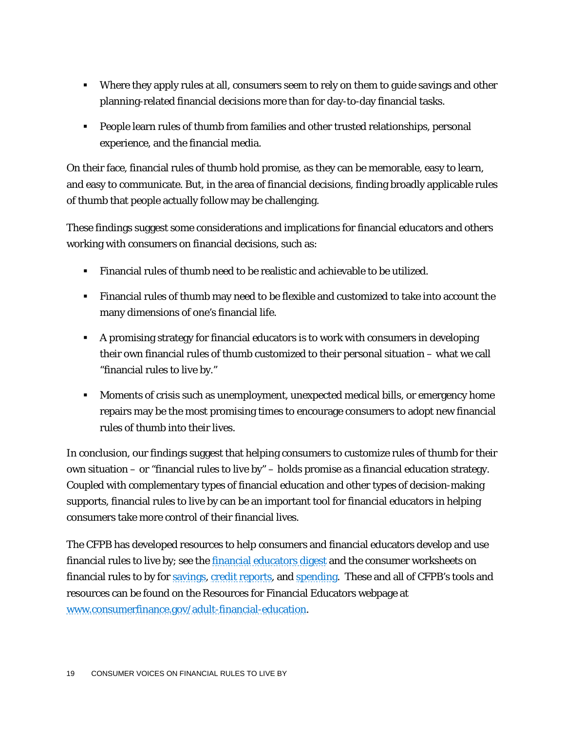- Where they apply rules at all, consumers seem to rely on them to guide savings and other planning-related financial decisions more than for day-to-day financial tasks.
- People learn rules of thumb from families and other trusted relationships, personal experience, and the financial media.

On their face, financial rules of thumb hold promise, as they can be memorable, easy to learn, and easy to communicate. But, in the area of financial decisions, finding broadly applicable rules of thumb that people actually follow may be challenging.

These findings suggest some considerations and implications for financial educators and others working with consumers on financial decisions, such as:

- Financial rules of thumb need to be realistic and achievable to be utilized.
- Financial rules of thumb may need to be flexible and customized to take into account the many dimensions of one's financial life.
- A promising strategy for financial educators is to work with consumers in developing their own financial rules of thumb customized to their personal situation – what we call "financial rules to live by."
- Moments of crisis such as unemployment, unexpected medical bills, or emergency home repairs may be the most promising times to encourage consumers to adopt new financial rules of thumb into their lives.

In conclusion, our findings suggest that helping consumers to customize rules of thumb for their own situation – or "financial rules to live by" – holds promise as a financial education strategy. Coupled with complementary types of financial education and other types of decision-making supports, financial rules to live by can be an important tool for financial educators in helping consumers take more control of their financial lives.

The CFPB has developed resources to help consumers and financial educators develop and use financial rules to live by; see the financial educators digest and the consumer worksheets on financial rules to by for savings, credit reports, and spending. These and all of CFPB's tools and resources can be found on the Resources for Financial Educators webpage at www.consumerfinance.gov/adult-financial-education.